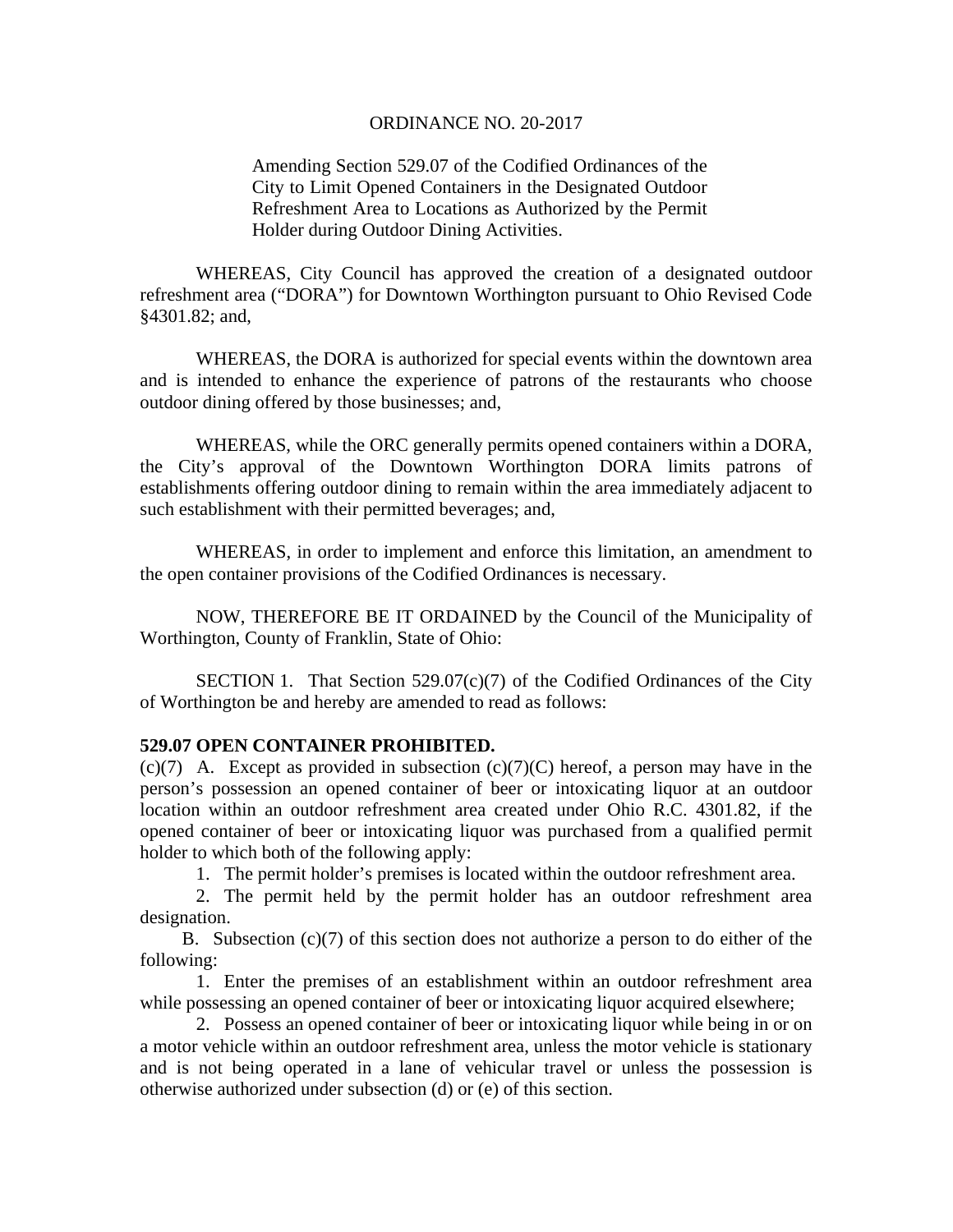ORDINANCE NO. 20-2017

Amending Section 529.07 of the Codified Ordinances of the City to Limit Opened Containers in the Designated Outdoor Refreshment Area to Locations as Authorized by the Permit Holder during Outdoor Dining Activities.

WHEREAS, City Council has approved the creation of a designated outdoor refreshment area ("DORA") for Downtown Worthington pursuant to Ohio Revised Code §4301.82; and,

WHEREAS, the DORA is authorized for special events within the downtown area and is intended to enhance the experience of patrons of the restaurants who choose outdoor dining offered by those businesses; and,

WHEREAS, while the ORC generally permits opened containers within a DORA, the City's approval of the Downtown Worthington DORA limits patrons of establishments offering outdoor dining to remain within the area immediately adjacent to such establishment with their permitted beverages; and,

WHEREAS, in order to implement and enforce this limitation, an amendment to the open container provisions of the Codified Ordinances is necessary.

NOW, THEREFORE BE IT ORDAINED by the Council of the Municipality of Worthington, County of Franklin, State of Ohio:

SECTION 1. That Section 529.07(c)(7) of the Codified Ordinances of the City of Worthington be and hereby are amended to read as follows:

**529.07 OPEN CONTAINER PROHIBITED.**

(c)(7) A. Except as provided in subsection (c)(7)(C) hereof, a person may have in the person's possession an opened container of beer or intoxicating liquor at an outdoor location within an outdoor refreshment area created under Ohio R.C. 4301.82, if the opened container of beer or intoxicating liquor was purchased from a qualified permit holder to which both of the following apply:

1. The permit holder's premises is located within the outdoor refreshment area.
2. The permit held by the permit holder has an outdoor refreshment area designation.

B. Subsection (c)(7) of this section does not authorize a person to do either of the following:

1. Enter the premises of an establishment within an outdoor refreshment area while possessing an opened container of beer or intoxicating liquor acquired elsewhere;
2. Possess an opened container of beer or intoxicating liquor while being in or on a motor vehicle within an outdoor refreshment area, unless the motor vehicle is stationary and is not being operated in a lane of vehicular travel or unless the possession is otherwise authorized under subsection (d) or (e) of this section.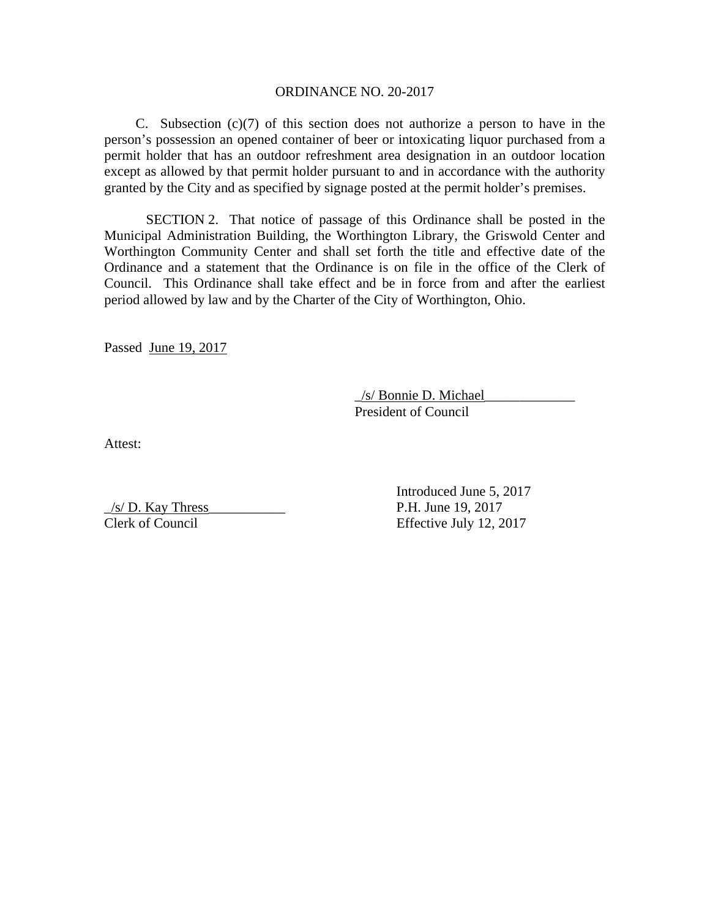ORDINANCE NO. 20-2017

C. Subsection (c)(7) of this section does not authorize a person to have in the person's possession an opened container of beer or intoxicating liquor purchased from a permit holder that has an outdoor refreshment area designation in an outdoor location except as allowed by that permit holder pursuant to and in accordance with the authority granted by the City and as specified by signage posted at the permit holder's premises.

SECTION 2. That notice of passage of this Ordinance shall be posted in the Municipal Administration Building, the Worthington Library, the Griswold Center and Worthington Community Center and shall set forth the title and effective date of the Ordinance and a statement that the Ordinance is on file in the office of the Clerk of Council. This Ordinance shall take effect and be in force from and after the earliest period allowed by law and by the Charter of the City of Worthington, Ohio.

Passed June 19, 2017

_/s/ Bonnie D. Michael_____________
President of Council

Attest:

_/s/ D. Kay Thress___________
Clerk of Council

Introduced June 5, 2017
P.H. June 19, 2017
Effective July 12, 2017